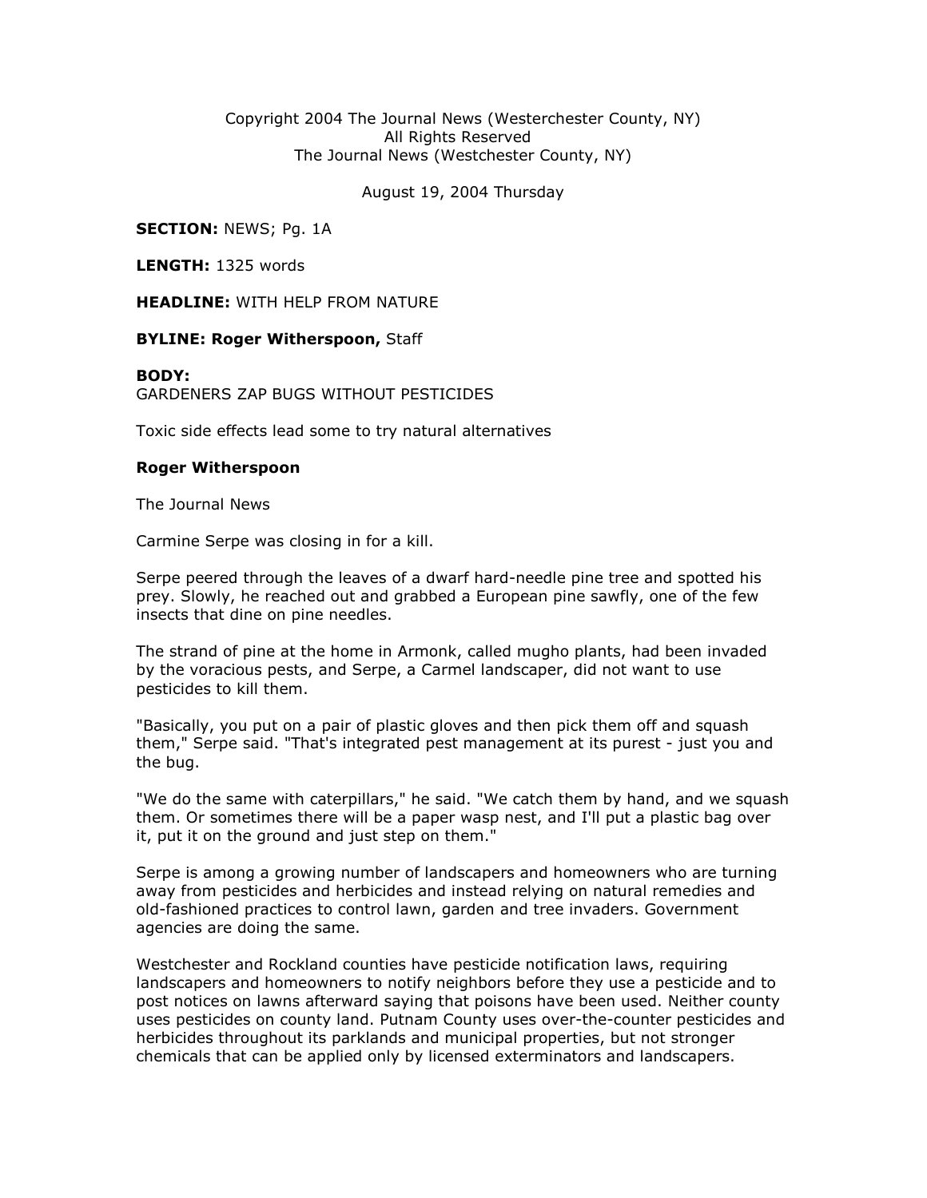Copyright 2004 The Journal News (Westerchester County, NY)
All Rights Reserved
The Journal News (Westchester County, NY)

August 19, 2004 Thursday

**SECTION:** NEWS; Pg. 1A

**LENGTH:** 1325 words

**HEADLINE:** WITH HELP FROM NATURE

**BYLINE: Roger Witherspoon,** Staff

**BODY:**
GARDENERS ZAP BUGS WITHOUT PESTICIDES

Toxic side effects lead some to try natural alternatives

**Roger Witherspoon**

The Journal News

Carmine Serpe was closing in for a kill.

Serpe peered through the leaves of a dwarf hard-needle pine tree and spotted his prey. Slowly, he reached out and grabbed a European pine sawfly, one of the few insects that dine on pine needles.

The strand of pine at the home in Armonk, called mugho plants, had been invaded by the voracious pests, and Serpe, a Carmel landscaper, did not want to use pesticides to kill them.

"Basically, you put on a pair of plastic gloves and then pick them off and squash them," Serpe said. "That's integrated pest management at its purest - just you and the bug.

"We do the same with caterpillars," he said. "We catch them by hand, and we squash them. Or sometimes there will be a paper wasp nest, and I'll put a plastic bag over it, put it on the ground and just step on them."

Serpe is among a growing number of landscapers and homeowners who are turning away from pesticides and herbicides and instead relying on natural remedies and old-fashioned practices to control lawn, garden and tree invaders. Government agencies are doing the same.

Westchester and Rockland counties have pesticide notification laws, requiring landscapers and homeowners to notify neighbors before they use a pesticide and to post notices on lawns afterward saying that poisons have been used. Neither county uses pesticides on county land. Putnam County uses over-the-counter pesticides and herbicides throughout its parklands and municipal properties, but not stronger chemicals that can be applied only by licensed exterminators and landscapers.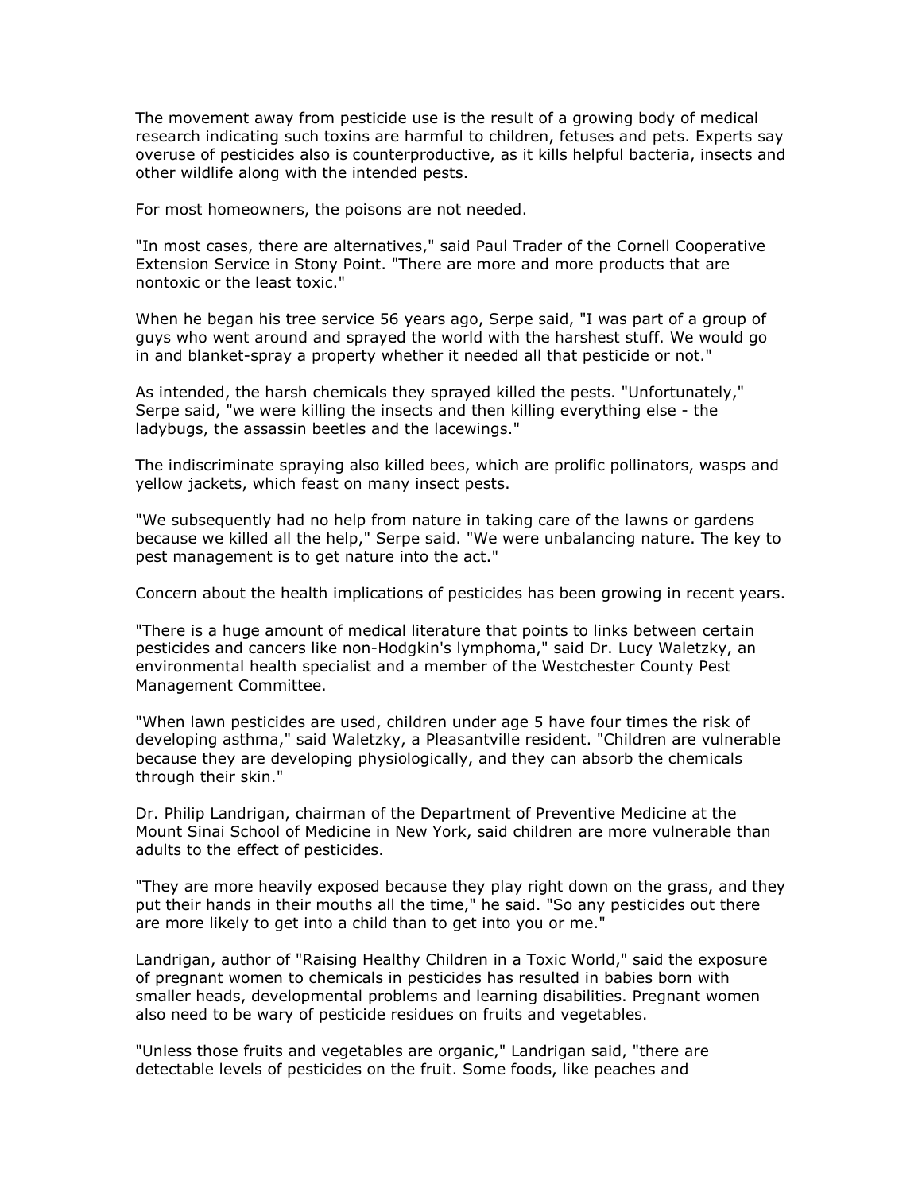The movement away from pesticide use is the result of a growing body of medical research indicating such toxins are harmful to children, fetuses and pets. Experts say overuse of pesticides also is counterproductive, as it kills helpful bacteria, insects and other wildlife along with the intended pests.

For most homeowners, the poisons are not needed.

"In most cases, there are alternatives," said Paul Trader of the Cornell Cooperative Extension Service in Stony Point. "There are more and more products that are nontoxic or the least toxic."

When he began his tree service 56 years ago, Serpe said, "I was part of a group of guys who went around and sprayed the world with the harshest stuff. We would go in and blanket-spray a property whether it needed all that pesticide or not."

As intended, the harsh chemicals they sprayed killed the pests. "Unfortunately," Serpe said, "we were killing the insects and then killing everything else - the ladybugs, the assassin beetles and the lacewings."

The indiscriminate spraying also killed bees, which are prolific pollinators, wasps and yellow jackets, which feast on many insect pests.

"We subsequently had no help from nature in taking care of the lawns or gardens because we killed all the help," Serpe said. "We were unbalancing nature. The key to pest management is to get nature into the act."

Concern about the health implications of pesticides has been growing in recent years.

"There is a huge amount of medical literature that points to links between certain pesticides and cancers like non-Hodgkin's lymphoma," said Dr. Lucy Waletzky, an environmental health specialist and a member of the Westchester County Pest Management Committee.

"When lawn pesticides are used, children under age 5 have four times the risk of developing asthma," said Waletzky, a Pleasantville resident. "Children are vulnerable because they are developing physiologically, and they can absorb the chemicals through their skin."

Dr. Philip Landrigan, chairman of the Department of Preventive Medicine at the Mount Sinai School of Medicine in New York, said children are more vulnerable than adults to the effect of pesticides.

"They are more heavily exposed because they play right down on the grass, and they put their hands in their mouths all the time," he said. "So any pesticides out there are more likely to get into a child than to get into you or me."

Landrigan, author of "Raising Healthy Children in a Toxic World," said the exposure of pregnant women to chemicals in pesticides has resulted in babies born with smaller heads, developmental problems and learning disabilities. Pregnant women also need to be wary of pesticide residues on fruits and vegetables.

"Unless those fruits and vegetables are organic," Landrigan said, "there are detectable levels of pesticides on the fruit. Some foods, like peaches and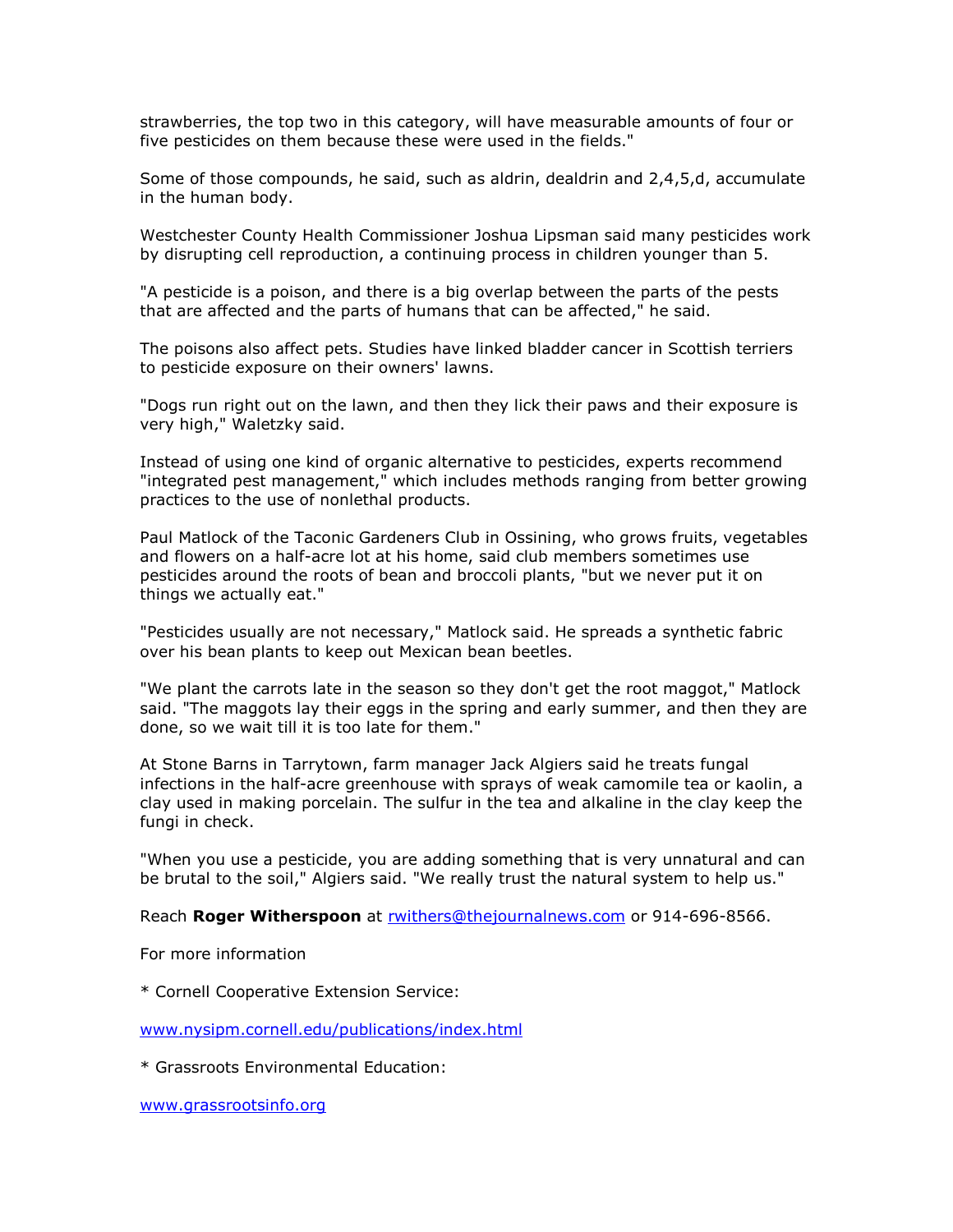strawberries, the top two in this category, will have measurable amounts of four or five pesticides on them because these were used in the fields."

Some of those compounds, he said, such as aldrin, dealdrin and 2,4,5,d, accumulate in the human body.

Westchester County Health Commissioner Joshua Lipsman said many pesticides work by disrupting cell reproduction, a continuing process in children younger than 5.

"A pesticide is a poison, and there is a big overlap between the parts of the pests that are affected and the parts of humans that can be affected," he said.

The poisons also affect pets. Studies have linked bladder cancer in Scottish terriers to pesticide exposure on their owners' lawns.

"Dogs run right out on the lawn, and then they lick their paws and their exposure is very high," Waletzky said.

Instead of using one kind of organic alternative to pesticides, experts recommend "integrated pest management," which includes methods ranging from better growing practices to the use of nonlethal products.

Paul Matlock of the Taconic Gardeners Club in Ossining, who grows fruits, vegetables and flowers on a half-acre lot at his home, said club members sometimes use pesticides around the roots of bean and broccoli plants, "but we never put it on things we actually eat."

"Pesticides usually are not necessary," Matlock said. He spreads a synthetic fabric over his bean plants to keep out Mexican bean beetles.

"We plant the carrots late in the season so they don't get the root maggot," Matlock said. "The maggots lay their eggs in the spring and early summer, and then they are done, so we wait till it is too late for them."

At Stone Barns in Tarrytown, farm manager Jack Algiers said he treats fungal infections in the half-acre greenhouse with sprays of weak camomile tea or kaolin, a clay used in making porcelain. The sulfur in the tea and alkaline in the clay keep the fungi in check.

"When you use a pesticide, you are adding something that is very unnatural and can be brutal to the soil," Algiers said. "We really trust the natural system to help us."

Reach **Roger Witherspoon** at [rwithers@thejournalnews.com](mailto:rwithers@thejournalnews.com) or 914-696-8566.

For more information

* Cornell Cooperative Extension Service:

[www.nysipm.cornell.edu/publications/index.html](http://www.nysipm.cornell.edu/publications/index.html)

* Grassroots Environmental Education:

[www.grassrootsinfo.org](http://www.grassrootsinfo.org)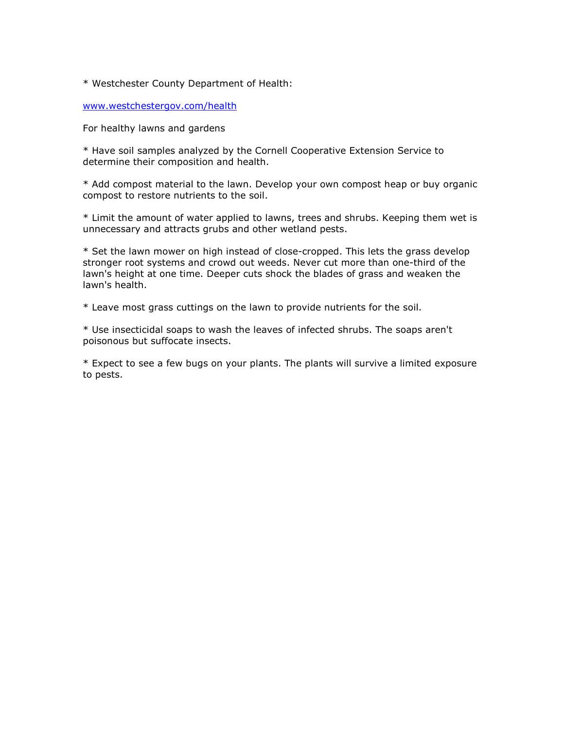* Westchester County Department of Health:

[www.westchestergov.com/health](http://www.westchestergov.com/health)

For healthy lawns and gardens

* Have soil samples analyzed by the Cornell Cooperative Extension Service to determine their composition and health.

* Add compost material to the lawn. Develop your own compost heap or buy organic compost to restore nutrients to the soil.

* Limit the amount of water applied to lawns, trees and shrubs. Keeping them wet is unnecessary and attracts grubs and other wetland pests.

* Set the lawn mower on high instead of close-cropped. This lets the grass develop stronger root systems and crowd out weeds. Never cut more than one-third of the lawn's height at one time. Deeper cuts shock the blades of grass and weaken the lawn's health.

* Leave most grass cuttings on the lawn to provide nutrients for the soil.

* Use insecticidal soaps to wash the leaves of infected shrubs. The soaps aren't poisonous but suffocate insects.

* Expect to see a few bugs on your plants. The plants will survive a limited exposure to pests.